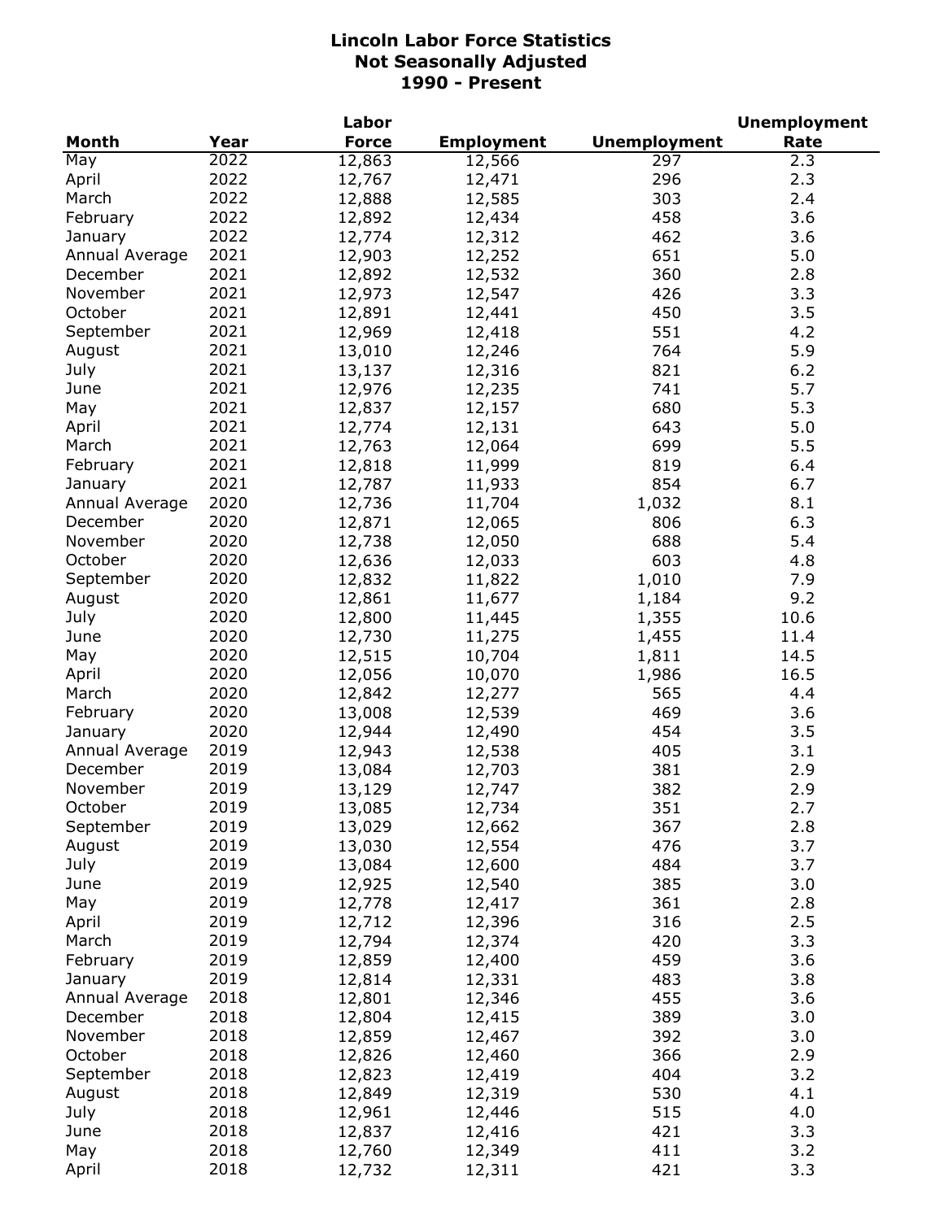# Lincoln Labor Force Statistics
## Not Seasonally Adjusted
## 1990 - Present

| Month | Year | Labor Force | Employment | Unemployment | Unemployment Rate |
|---|---|---|---|---|---|
| May | 2022 | 12,863 | 12,566 | 297 | 2.3 |
| April | 2022 | 12,767 | 12,471 | 296 | 2.3 |
| March | 2022 | 12,888 | 12,585 | 303 | 2.4 |
| February | 2022 | 12,892 | 12,434 | 458 | 3.6 |
| January | 2022 | 12,774 | 12,312 | 462 | 3.6 |
| Annual Average | 2021 | 12,903 | 12,252 | 651 | 5.0 |
| December | 2021 | 12,892 | 12,532 | 360 | 2.8 |
| November | 2021 | 12,973 | 12,547 | 426 | 3.3 |
| October | 2021 | 12,891 | 12,441 | 450 | 3.5 |
| September | 2021 | 12,969 | 12,418 | 551 | 4.2 |
| August | 2021 | 13,010 | 12,246 | 764 | 5.9 |
| July | 2021 | 13,137 | 12,316 | 821 | 6.2 |
| June | 2021 | 12,976 | 12,235 | 741 | 5.7 |
| May | 2021 | 12,837 | 12,157 | 680 | 5.3 |
| April | 2021 | 12,774 | 12,131 | 643 | 5.0 |
| March | 2021 | 12,763 | 12,064 | 699 | 5.5 |
| February | 2021 | 12,818 | 11,999 | 819 | 6.4 |
| January | 2021 | 12,787 | 11,933 | 854 | 6.7 |
| Annual Average | 2020 | 12,736 | 11,704 | 1,032 | 8.1 |
| December | 2020 | 12,871 | 12,065 | 806 | 6.3 |
| November | 2020 | 12,738 | 12,050 | 688 | 5.4 |
| October | 2020 | 12,636 | 12,033 | 603 | 4.8 |
| September | 2020 | 12,832 | 11,822 | 1,010 | 7.9 |
| August | 2020 | 12,861 | 11,677 | 1,184 | 9.2 |
| July | 2020 | 12,800 | 11,445 | 1,355 | 10.6 |
| June | 2020 | 12,730 | 11,275 | 1,455 | 11.4 |
| May | 2020 | 12,515 | 10,704 | 1,811 | 14.5 |
| April | 2020 | 12,056 | 10,070 | 1,986 | 16.5 |
| March | 2020 | 12,842 | 12,277 | 565 | 4.4 |
| February | 2020 | 13,008 | 12,539 | 469 | 3.6 |
| January | 2020 | 12,944 | 12,490 | 454 | 3.5 |
| Annual Average | 2019 | 12,943 | 12,538 | 405 | 3.1 |
| December | 2019 | 13,084 | 12,703 | 381 | 2.9 |
| November | 2019 | 13,129 | 12,747 | 382 | 2.9 |
| October | 2019 | 13,085 | 12,734 | 351 | 2.7 |
| September | 2019 | 13,029 | 12,662 | 367 | 2.8 |
| August | 2019 | 13,030 | 12,554 | 476 | 3.7 |
| July | 2019 | 13,084 | 12,600 | 484 | 3.7 |
| June | 2019 | 12,925 | 12,540 | 385 | 3.0 |
| May | 2019 | 12,778 | 12,417 | 361 | 2.8 |
| April | 2019 | 12,712 | 12,396 | 316 | 2.5 |
| March | 2019 | 12,794 | 12,374 | 420 | 3.3 |
| February | 2019 | 12,859 | 12,400 | 459 | 3.6 |
| January | 2019 | 12,814 | 12,331 | 483 | 3.8 |
| Annual Average | 2018 | 12,801 | 12,346 | 455 | 3.6 |
| December | 2018 | 12,804 | 12,415 | 389 | 3.0 |
| November | 2018 | 12,859 | 12,467 | 392 | 3.0 |
| October | 2018 | 12,826 | 12,460 | 366 | 2.9 |
| September | 2018 | 12,823 | 12,419 | 404 | 3.2 |
| August | 2018 | 12,849 | 12,319 | 530 | 4.1 |
| July | 2018 | 12,961 | 12,446 | 515 | 4.0 |
| June | 2018 | 12,837 | 12,416 | 421 | 3.3 |
| May | 2018 | 12,760 | 12,349 | 411 | 3.2 |
| April | 2018 | 12,732 | 12,311 | 421 | 3.3 |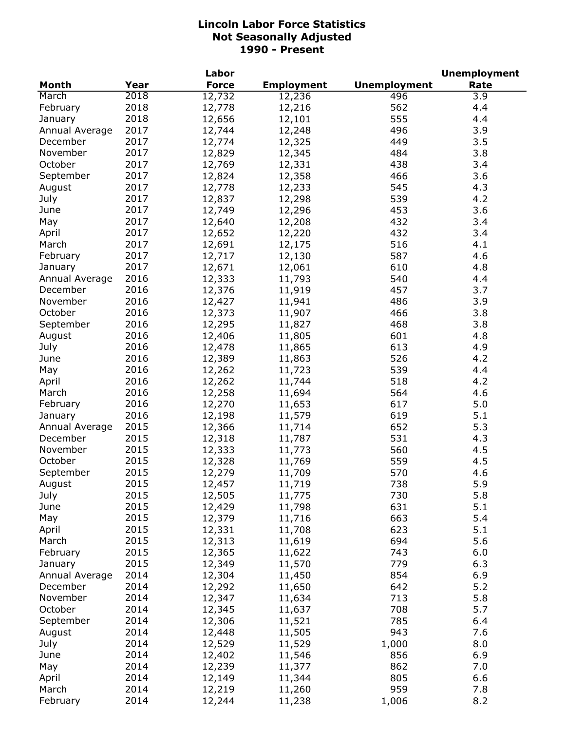# Lincoln Labor Force Statistics
## Not Seasonally Adjusted
## 1990 - Present

| Month | Year | Labor Force | Employment | Unemployment | Unemployment Rate |
|---|---|---|---|---|---|
| March | 2018 | 12,732 | 12,236 | 496 | 3.9 |
| February | 2018 | 12,778 | 12,216 | 562 | 4.4 |
| January | 2018 | 12,656 | 12,101 | 555 | 4.4 |
| Annual Average | 2017 | 12,744 | 12,248 | 496 | 3.9 |
| December | 2017 | 12,774 | 12,325 | 449 | 3.5 |
| November | 2017 | 12,829 | 12,345 | 484 | 3.8 |
| October | 2017 | 12,769 | 12,331 | 438 | 3.4 |
| September | 2017 | 12,824 | 12,358 | 466 | 3.6 |
| August | 2017 | 12,778 | 12,233 | 545 | 4.3 |
| July | 2017 | 12,837 | 12,298 | 539 | 4.2 |
| June | 2017 | 12,749 | 12,296 | 453 | 3.6 |
| May | 2017 | 12,640 | 12,208 | 432 | 3.4 |
| April | 2017 | 12,652 | 12,220 | 432 | 3.4 |
| March | 2017 | 12,691 | 12,175 | 516 | 4.1 |
| February | 2017 | 12,717 | 12,130 | 587 | 4.6 |
| January | 2017 | 12,671 | 12,061 | 610 | 4.8 |
| Annual Average | 2016 | 12,333 | 11,793 | 540 | 4.4 |
| December | 2016 | 12,376 | 11,919 | 457 | 3.7 |
| November | 2016 | 12,427 | 11,941 | 486 | 3.9 |
| October | 2016 | 12,373 | 11,907 | 466 | 3.8 |
| September | 2016 | 12,295 | 11,827 | 468 | 3.8 |
| August | 2016 | 12,406 | 11,805 | 601 | 4.8 |
| July | 2016 | 12,478 | 11,865 | 613 | 4.9 |
| June | 2016 | 12,389 | 11,863 | 526 | 4.2 |
| May | 2016 | 12,262 | 11,723 | 539 | 4.4 |
| April | 2016 | 12,262 | 11,744 | 518 | 4.2 |
| March | 2016 | 12,258 | 11,694 | 564 | 4.6 |
| February | 2016 | 12,270 | 11,653 | 617 | 5.0 |
| January | 2016 | 12,198 | 11,579 | 619 | 5.1 |
| Annual Average | 2015 | 12,366 | 11,714 | 652 | 5.3 |
| December | 2015 | 12,318 | 11,787 | 531 | 4.3 |
| November | 2015 | 12,333 | 11,773 | 560 | 4.5 |
| October | 2015 | 12,328 | 11,769 | 559 | 4.5 |
| September | 2015 | 12,279 | 11,709 | 570 | 4.6 |
| August | 2015 | 12,457 | 11,719 | 738 | 5.9 |
| July | 2015 | 12,505 | 11,775 | 730 | 5.8 |
| June | 2015 | 12,429 | 11,798 | 631 | 5.1 |
| May | 2015 | 12,379 | 11,716 | 663 | 5.4 |
| April | 2015 | 12,331 | 11,708 | 623 | 5.1 |
| March | 2015 | 12,313 | 11,619 | 694 | 5.6 |
| February | 2015 | 12,365 | 11,622 | 743 | 6.0 |
| January | 2015 | 12,349 | 11,570 | 779 | 6.3 |
| Annual Average | 2014 | 12,304 | 11,450 | 854 | 6.9 |
| December | 2014 | 12,292 | 11,650 | 642 | 5.2 |
| November | 2014 | 12,347 | 11,634 | 713 | 5.8 |
| October | 2014 | 12,345 | 11,637 | 708 | 5.7 |
| September | 2014 | 12,306 | 11,521 | 785 | 6.4 |
| August | 2014 | 12,448 | 11,505 | 943 | 7.6 |
| July | 2014 | 12,529 | 11,529 | 1,000 | 8.0 |
| June | 2014 | 12,402 | 11,546 | 856 | 6.9 |
| May | 2014 | 12,239 | 11,377 | 862 | 7.0 |
| April | 2014 | 12,149 | 11,344 | 805 | 6.6 |
| March | 2014 | 12,219 | 11,260 | 959 | 7.8 |
| February | 2014 | 12,244 | 11,238 | 1,006 | 8.2 |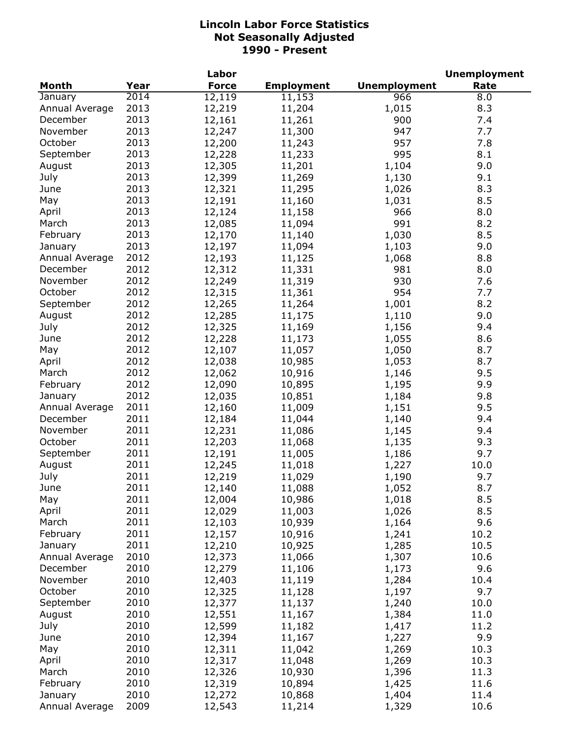# Lincoln Labor Force Statistics
## Not Seasonally Adjusted
## 1990 - Present

| Month | Year | Labor Force | Employment | Unemployment | Unemployment Rate |
|---|---|---|---|---|---|
| January | 2014 | 12,119 | 11,153 | 966 | 8.0 |
| Annual Average | 2013 | 12,219 | 11,204 | 1,015 | 8.3 |
| December | 2013 | 12,161 | 11,261 | 900 | 7.4 |
| November | 2013 | 12,247 | 11,300 | 947 | 7.7 |
| October | 2013 | 12,200 | 11,243 | 957 | 7.8 |
| September | 2013 | 12,228 | 11,233 | 995 | 8.1 |
| August | 2013 | 12,305 | 11,201 | 1,104 | 9.0 |
| July | 2013 | 12,399 | 11,269 | 1,130 | 9.1 |
| June | 2013 | 12,321 | 11,295 | 1,026 | 8.3 |
| May | 2013 | 12,191 | 11,160 | 1,031 | 8.5 |
| April | 2013 | 12,124 | 11,158 | 966 | 8.0 |
| March | 2013 | 12,085 | 11,094 | 991 | 8.2 |
| February | 2013 | 12,170 | 11,140 | 1,030 | 8.5 |
| January | 2013 | 12,197 | 11,094 | 1,103 | 9.0 |
| Annual Average | 2012 | 12,193 | 11,125 | 1,068 | 8.8 |
| December | 2012 | 12,312 | 11,331 | 981 | 8.0 |
| November | 2012 | 12,249 | 11,319 | 930 | 7.6 |
| October | 2012 | 12,315 | 11,361 | 954 | 7.7 |
| September | 2012 | 12,265 | 11,264 | 1,001 | 8.2 |
| August | 2012 | 12,285 | 11,175 | 1,110 | 9.0 |
| July | 2012 | 12,325 | 11,169 | 1,156 | 9.4 |
| June | 2012 | 12,228 | 11,173 | 1,055 | 8.6 |
| May | 2012 | 12,107 | 11,057 | 1,050 | 8.7 |
| April | 2012 | 12,038 | 10,985 | 1,053 | 8.7 |
| March | 2012 | 12,062 | 10,916 | 1,146 | 9.5 |
| February | 2012 | 12,090 | 10,895 | 1,195 | 9.9 |
| January | 2012 | 12,035 | 10,851 | 1,184 | 9.8 |
| Annual Average | 2011 | 12,160 | 11,009 | 1,151 | 9.5 |
| December | 2011 | 12,184 | 11,044 | 1,140 | 9.4 |
| November | 2011 | 12,231 | 11,086 | 1,145 | 9.4 |
| October | 2011 | 12,203 | 11,068 | 1,135 | 9.3 |
| September | 2011 | 12,191 | 11,005 | 1,186 | 9.7 |
| August | 2011 | 12,245 | 11,018 | 1,227 | 10.0 |
| July | 2011 | 12,219 | 11,029 | 1,190 | 9.7 |
| June | 2011 | 12,140 | 11,088 | 1,052 | 8.7 |
| May | 2011 | 12,004 | 10,986 | 1,018 | 8.5 |
| April | 2011 | 12,029 | 11,003 | 1,026 | 8.5 |
| March | 2011 | 12,103 | 10,939 | 1,164 | 9.6 |
| February | 2011 | 12,157 | 10,916 | 1,241 | 10.2 |
| January | 2011 | 12,210 | 10,925 | 1,285 | 10.5 |
| Annual Average | 2010 | 12,373 | 11,066 | 1,307 | 10.6 |
| December | 2010 | 12,279 | 11,106 | 1,173 | 9.6 |
| November | 2010 | 12,403 | 11,119 | 1,284 | 10.4 |
| October | 2010 | 12,325 | 11,128 | 1,197 | 9.7 |
| September | 2010 | 12,377 | 11,137 | 1,240 | 10.0 |
| August | 2010 | 12,551 | 11,167 | 1,384 | 11.0 |
| July | 2010 | 12,599 | 11,182 | 1,417 | 11.2 |
| June | 2010 | 12,394 | 11,167 | 1,227 | 9.9 |
| May | 2010 | 12,311 | 11,042 | 1,269 | 10.3 |
| April | 2010 | 12,317 | 11,048 | 1,269 | 10.3 |
| March | 2010 | 12,326 | 10,930 | 1,396 | 11.3 |
| February | 2010 | 12,319 | 10,894 | 1,425 | 11.6 |
| January | 2010 | 12,272 | 10,868 | 1,404 | 11.4 |
| Annual Average | 2009 | 12,543 | 11,214 | 1,329 | 10.6 |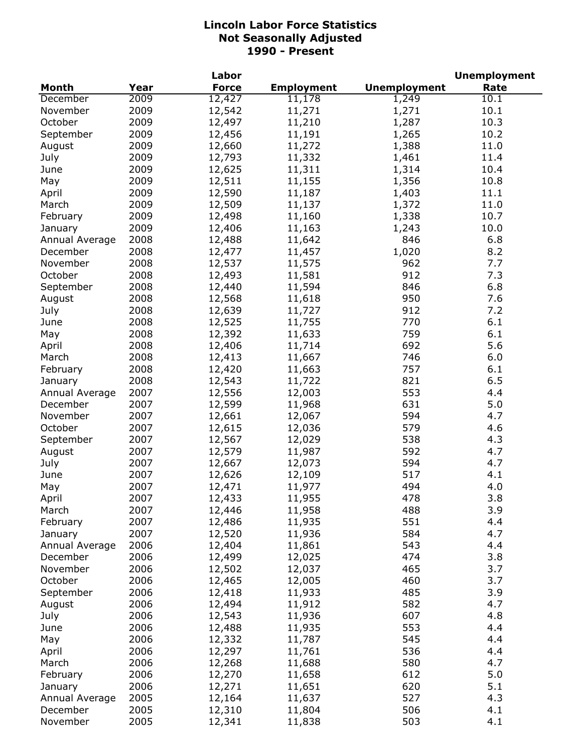# Lincoln Labor Force Statistics
## Not Seasonally Adjusted
## 1990 - Present

| Month | Year | Labor Force | Employment | Unemployment | Unemployment Rate |
|---|---|---|---|---|---|
| December | 2009 | 12,427 | 11,178 | 1,249 | 10.1 |
| November | 2009 | 12,542 | 11,271 | 1,271 | 10.1 |
| October | 2009 | 12,497 | 11,210 | 1,287 | 10.3 |
| September | 2009 | 12,456 | 11,191 | 1,265 | 10.2 |
| August | 2009 | 12,660 | 11,272 | 1,388 | 11.0 |
| July | 2009 | 12,793 | 11,332 | 1,461 | 11.4 |
| June | 2009 | 12,625 | 11,311 | 1,314 | 10.4 |
| May | 2009 | 12,511 | 11,155 | 1,356 | 10.8 |
| April | 2009 | 12,590 | 11,187 | 1,403 | 11.1 |
| March | 2009 | 12,509 | 11,137 | 1,372 | 11.0 |
| February | 2009 | 12,498 | 11,160 | 1,338 | 10.7 |
| January | 2009 | 12,406 | 11,163 | 1,243 | 10.0 |
| Annual Average | 2008 | 12,488 | 11,642 | 846 | 6.8 |
| December | 2008 | 12,477 | 11,457 | 1,020 | 8.2 |
| November | 2008 | 12,537 | 11,575 | 962 | 7.7 |
| October | 2008 | 12,493 | 11,581 | 912 | 7.3 |
| September | 2008 | 12,440 | 11,594 | 846 | 6.8 |
| August | 2008 | 12,568 | 11,618 | 950 | 7.6 |
| July | 2008 | 12,639 | 11,727 | 912 | 7.2 |
| June | 2008 | 12,525 | 11,755 | 770 | 6.1 |
| May | 2008 | 12,392 | 11,633 | 759 | 6.1 |
| April | 2008 | 12,406 | 11,714 | 692 | 5.6 |
| March | 2008 | 12,413 | 11,667 | 746 | 6.0 |
| February | 2008 | 12,420 | 11,663 | 757 | 6.1 |
| January | 2008 | 12,543 | 11,722 | 821 | 6.5 |
| Annual Average | 2007 | 12,556 | 12,003 | 553 | 4.4 |
| December | 2007 | 12,599 | 11,968 | 631 | 5.0 |
| November | 2007 | 12,661 | 12,067 | 594 | 4.7 |
| October | 2007 | 12,615 | 12,036 | 579 | 4.6 |
| September | 2007 | 12,567 | 12,029 | 538 | 4.3 |
| August | 2007 | 12,579 | 11,987 | 592 | 4.7 |
| July | 2007 | 12,667 | 12,073 | 594 | 4.7 |
| June | 2007 | 12,626 | 12,109 | 517 | 4.1 |
| May | 2007 | 12,471 | 11,977 | 494 | 4.0 |
| April | 2007 | 12,433 | 11,955 | 478 | 3.8 |
| March | 2007 | 12,446 | 11,958 | 488 | 3.9 |
| February | 2007 | 12,486 | 11,935 | 551 | 4.4 |
| January | 2007 | 12,520 | 11,936 | 584 | 4.7 |
| Annual Average | 2006 | 12,404 | 11,861 | 543 | 4.4 |
| December | 2006 | 12,499 | 12,025 | 474 | 3.8 |
| November | 2006 | 12,502 | 12,037 | 465 | 3.7 |
| October | 2006 | 12,465 | 12,005 | 460 | 3.7 |
| September | 2006 | 12,418 | 11,933 | 485 | 3.9 |
| August | 2006 | 12,494 | 11,912 | 582 | 4.7 |
| July | 2006 | 12,543 | 11,936 | 607 | 4.8 |
| June | 2006 | 12,488 | 11,935 | 553 | 4.4 |
| May | 2006 | 12,332 | 11,787 | 545 | 4.4 |
| April | 2006 | 12,297 | 11,761 | 536 | 4.4 |
| March | 2006 | 12,268 | 11,688 | 580 | 4.7 |
| February | 2006 | 12,270 | 11,658 | 612 | 5.0 |
| January | 2006 | 12,271 | 11,651 | 620 | 5.1 |
| Annual Average | 2005 | 12,164 | 11,637 | 527 | 4.3 |
| December | 2005 | 12,310 | 11,804 | 506 | 4.1 |
| November | 2005 | 12,341 | 11,838 | 503 | 4.1 |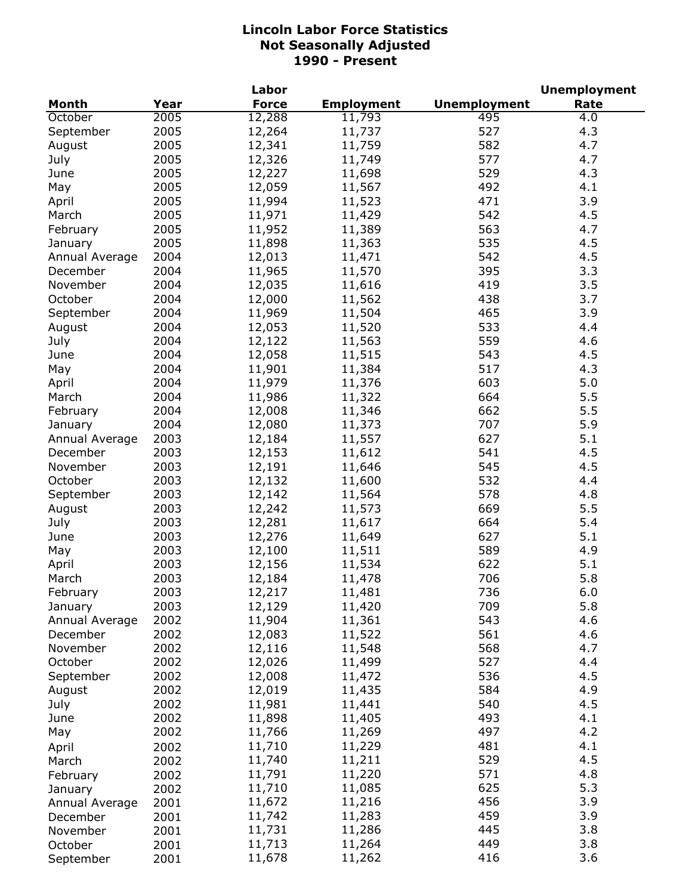# Lincoln Labor Force Statistics
## Not Seasonally Adjusted
## 1990 - Present

| Month | Year | Labor Force | Employment | Unemployment | Unemployment Rate |
|---|---|---|---|---|---|
| October | 2005 | 12,288 | 11,793 | 495 | 4.0 |
| September | 2005 | 12,264 | 11,737 | 527 | 4.3 |
| August | 2005 | 12,341 | 11,759 | 582 | 4.7 |
| July | 2005 | 12,326 | 11,749 | 577 | 4.7 |
| June | 2005 | 12,227 | 11,698 | 529 | 4.3 |
| May | 2005 | 12,059 | 11,567 | 492 | 4.1 |
| April | 2005 | 11,994 | 11,523 | 471 | 3.9 |
| March | 2005 | 11,971 | 11,429 | 542 | 4.5 |
| February | 2005 | 11,952 | 11,389 | 563 | 4.7 |
| January | 2005 | 11,898 | 11,363 | 535 | 4.5 |
| Annual Average | 2004 | 12,013 | 11,471 | 542 | 4.5 |
| December | 2004 | 11,965 | 11,570 | 395 | 3.3 |
| November | 2004 | 12,035 | 11,616 | 419 | 3.5 |
| October | 2004 | 12,000 | 11,562 | 438 | 3.7 |
| September | 2004 | 11,969 | 11,504 | 465 | 3.9 |
| August | 2004 | 12,053 | 11,520 | 533 | 4.4 |
| July | 2004 | 12,122 | 11,563 | 559 | 4.6 |
| June | 2004 | 12,058 | 11,515 | 543 | 4.5 |
| May | 2004 | 11,901 | 11,384 | 517 | 4.3 |
| April | 2004 | 11,979 | 11,376 | 603 | 5.0 |
| March | 2004 | 11,986 | 11,322 | 664 | 5.5 |
| February | 2004 | 12,008 | 11,346 | 662 | 5.5 |
| January | 2004 | 12,080 | 11,373 | 707 | 5.9 |
| Annual Average | 2003 | 12,184 | 11,557 | 627 | 5.1 |
| December | 2003 | 12,153 | 11,612 | 541 | 4.5 |
| November | 2003 | 12,191 | 11,646 | 545 | 4.5 |
| October | 2003 | 12,132 | 11,600 | 532 | 4.4 |
| September | 2003 | 12,142 | 11,564 | 578 | 4.8 |
| August | 2003 | 12,242 | 11,573 | 669 | 5.5 |
| July | 2003 | 12,281 | 11,617 | 664 | 5.4 |
| June | 2003 | 12,276 | 11,649 | 627 | 5.1 |
| May | 2003 | 12,100 | 11,511 | 589 | 4.9 |
| April | 2003 | 12,156 | 11,534 | 622 | 5.1 |
| March | 2003 | 12,184 | 11,478 | 706 | 5.8 |
| February | 2003 | 12,217 | 11,481 | 736 | 6.0 |
| January | 2003 | 12,129 | 11,420 | 709 | 5.8 |
| Annual Average | 2002 | 11,904 | 11,361 | 543 | 4.6 |
| December | 2002 | 12,083 | 11,522 | 561 | 4.6 |
| November | 2002 | 12,116 | 11,548 | 568 | 4.7 |
| October | 2002 | 12,026 | 11,499 | 527 | 4.4 |
| September | 2002 | 12,008 | 11,472 | 536 | 4.5 |
| August | 2002 | 12,019 | 11,435 | 584 | 4.9 |
| July | 2002 | 11,981 | 11,441 | 540 | 4.5 |
| June | 2002 | 11,898 | 11,405 | 493 | 4.1 |
| May | 2002 | 11,766 | 11,269 | 497 | 4.2 |
| April | 2002 | 11,710 | 11,229 | 481 | 4.1 |
| March | 2002 | 11,740 | 11,211 | 529 | 4.5 |
| February | 2002 | 11,791 | 11,220 | 571 | 4.8 |
| January | 2002 | 11,710 | 11,085 | 625 | 5.3 |
| Annual Average | 2001 | 11,672 | 11,216 | 456 | 3.9 |
| December | 2001 | 11,742 | 11,283 | 459 | 3.9 |
| November | 2001 | 11,731 | 11,286 | 445 | 3.8 |
| October | 2001 | 11,713 | 11,264 | 449 | 3.8 |
| September | 2001 | 11,678 | 11,262 | 416 | 3.6 |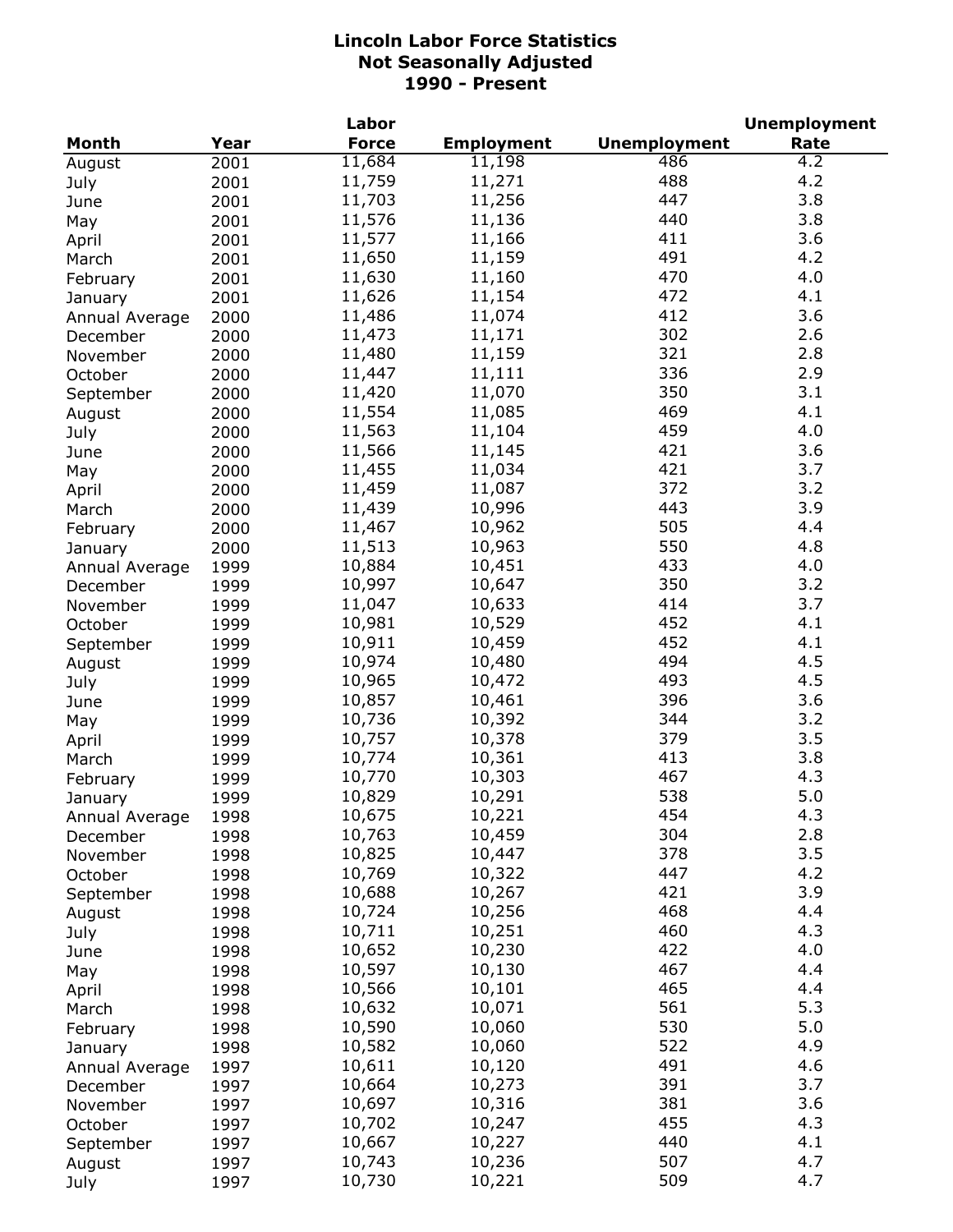# Lincoln Labor Force Statistics
## Not Seasonally Adjusted
## 1990 - Present

| Month | Year | Labor Force | Employment | Unemployment | Unemployment Rate |
|---|---|---|---|---|---|
| August | 2001 | 11,684 | 11,198 | 486 | 4.2 |
| July | 2001 | 11,759 | 11,271 | 488 | 4.2 |
| June | 2001 | 11,703 | 11,256 | 447 | 3.8 |
| May | 2001 | 11,576 | 11,136 | 440 | 3.8 |
| April | 2001 | 11,577 | 11,166 | 411 | 3.6 |
| March | 2001 | 11,650 | 11,159 | 491 | 4.2 |
| February | 2001 | 11,630 | 11,160 | 470 | 4.0 |
| January | 2001 | 11,626 | 11,154 | 472 | 4.1 |
| Annual Average | 2000 | 11,486 | 11,074 | 412 | 3.6 |
| December | 2000 | 11,473 | 11,171 | 302 | 2.6 |
| November | 2000 | 11,480 | 11,159 | 321 | 2.8 |
| October | 2000 | 11,447 | 11,111 | 336 | 2.9 |
| September | 2000 | 11,420 | 11,070 | 350 | 3.1 |
| August | 2000 | 11,554 | 11,085 | 469 | 4.1 |
| July | 2000 | 11,563 | 11,104 | 459 | 4.0 |
| June | 2000 | 11,566 | 11,145 | 421 | 3.6 |
| May | 2000 | 11,455 | 11,034 | 421 | 3.7 |
| April | 2000 | 11,459 | 11,087 | 372 | 3.2 |
| March | 2000 | 11,439 | 10,996 | 443 | 3.9 |
| February | 2000 | 11,467 | 10,962 | 505 | 4.4 |
| January | 2000 | 11,513 | 10,963 | 550 | 4.8 |
| Annual Average | 1999 | 10,884 | 10,451 | 433 | 4.0 |
| December | 1999 | 10,997 | 10,647 | 350 | 3.2 |
| November | 1999 | 11,047 | 10,633 | 414 | 3.7 |
| October | 1999 | 10,981 | 10,529 | 452 | 4.1 |
| September | 1999 | 10,911 | 10,459 | 452 | 4.1 |
| August | 1999 | 10,974 | 10,480 | 494 | 4.5 |
| July | 1999 | 10,965 | 10,472 | 493 | 4.5 |
| June | 1999 | 10,857 | 10,461 | 396 | 3.6 |
| May | 1999 | 10,736 | 10,392 | 344 | 3.2 |
| April | 1999 | 10,757 | 10,378 | 379 | 3.5 |
| March | 1999 | 10,774 | 10,361 | 413 | 3.8 |
| February | 1999 | 10,770 | 10,303 | 467 | 4.3 |
| January | 1999 | 10,829 | 10,291 | 538 | 5.0 |
| Annual Average | 1998 | 10,675 | 10,221 | 454 | 4.3 |
| December | 1998 | 10,763 | 10,459 | 304 | 2.8 |
| November | 1998 | 10,825 | 10,447 | 378 | 3.5 |
| October | 1998 | 10,769 | 10,322 | 447 | 4.2 |
| September | 1998 | 10,688 | 10,267 | 421 | 3.9 |
| August | 1998 | 10,724 | 10,256 | 468 | 4.4 |
| July | 1998 | 10,711 | 10,251 | 460 | 4.3 |
| June | 1998 | 10,652 | 10,230 | 422 | 4.0 |
| May | 1998 | 10,597 | 10,130 | 467 | 4.4 |
| April | 1998 | 10,566 | 10,101 | 465 | 4.4 |
| March | 1998 | 10,632 | 10,071 | 561 | 5.3 |
| February | 1998 | 10,590 | 10,060 | 530 | 5.0 |
| January | 1998 | 10,582 | 10,060 | 522 | 4.9 |
| Annual Average | 1997 | 10,611 | 10,120 | 491 | 4.6 |
| December | 1997 | 10,664 | 10,273 | 391 | 3.7 |
| November | 1997 | 10,697 | 10,316 | 381 | 3.6 |
| October | 1997 | 10,702 | 10,247 | 455 | 4.3 |
| September | 1997 | 10,667 | 10,227 | 440 | 4.1 |
| August | 1997 | 10,743 | 10,236 | 507 | 4.7 |
| July | 1997 | 10,730 | 10,221 | 509 | 4.7 |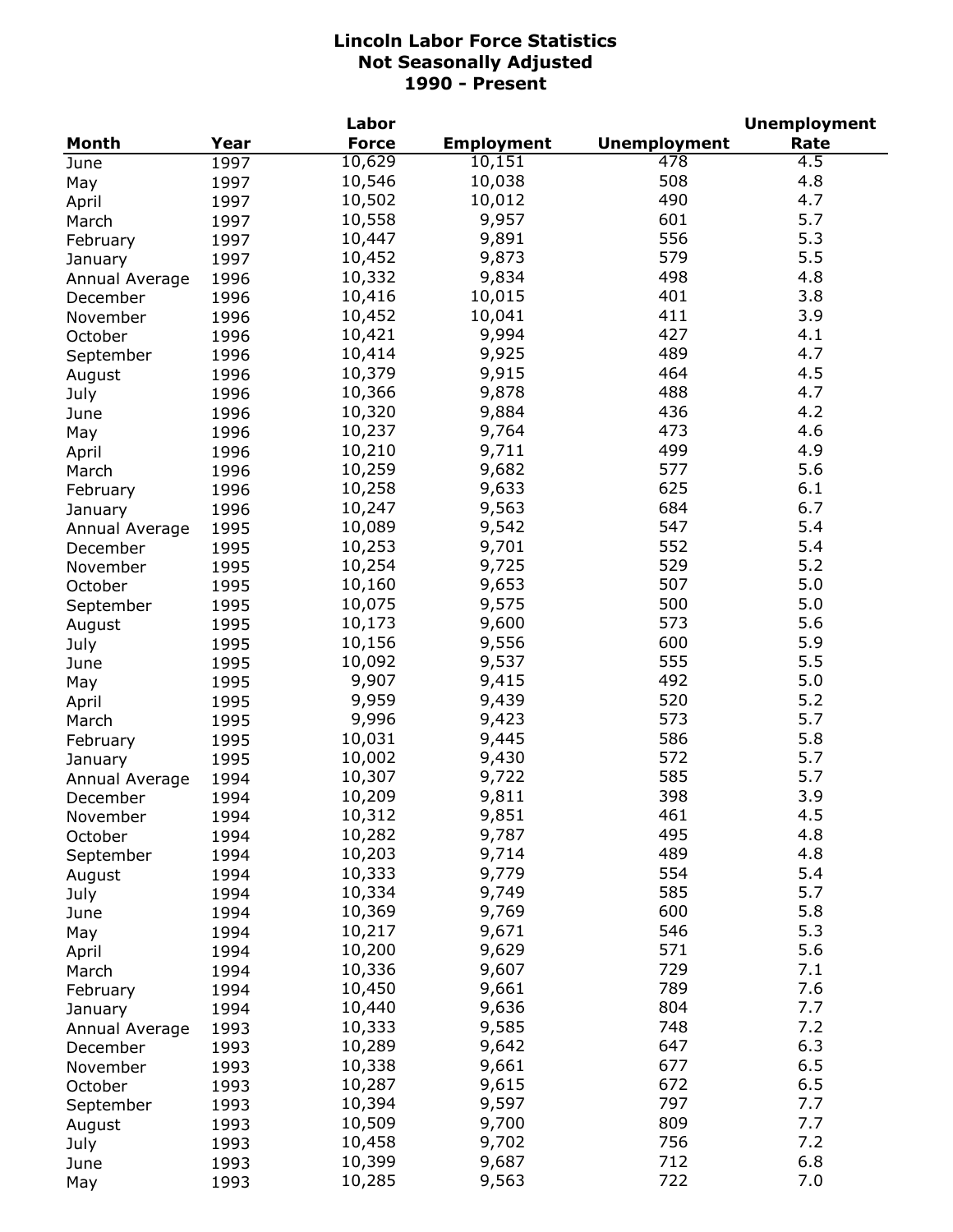**Lincoln Labor Force Statistics**
**Not Seasonally Adjusted**
**1990 - Present**

| Month | Year | Labor Force | Employment | Unemployment | Unemployment Rate |
|---|---|---|---|---|---|
| June | 1997 | 10,629 | 10,151 | 478 | 4.5 |
| May | 1997 | 10,546 | 10,038 | 508 | 4.8 |
| April | 1997 | 10,502 | 10,012 | 490 | 4.7 |
| March | 1997 | 10,558 | 9,957 | 601 | 5.7 |
| February | 1997 | 10,447 | 9,891 | 556 | 5.3 |
| January | 1997 | 10,452 | 9,873 | 579 | 5.5 |
| Annual Average | 1996 | 10,332 | 9,834 | 498 | 4.8 |
| December | 1996 | 10,416 | 10,015 | 401 | 3.8 |
| November | 1996 | 10,452 | 10,041 | 411 | 3.9 |
| October | 1996 | 10,421 | 9,994 | 427 | 4.1 |
| September | 1996 | 10,414 | 9,925 | 489 | 4.7 |
| August | 1996 | 10,379 | 9,915 | 464 | 4.5 |
| July | 1996 | 10,366 | 9,878 | 488 | 4.7 |
| June | 1996 | 10,320 | 9,884 | 436 | 4.2 |
| May | 1996 | 10,237 | 9,764 | 473 | 4.6 |
| April | 1996 | 10,210 | 9,711 | 499 | 4.9 |
| March | 1996 | 10,259 | 9,682 | 577 | 5.6 |
| February | 1996 | 10,258 | 9,633 | 625 | 6.1 |
| January | 1996 | 10,247 | 9,563 | 684 | 6.7 |
| Annual Average | 1995 | 10,089 | 9,542 | 547 | 5.4 |
| December | 1995 | 10,253 | 9,701 | 552 | 5.4 |
| November | 1995 | 10,254 | 9,725 | 529 | 5.2 |
| October | 1995 | 10,160 | 9,653 | 507 | 5.0 |
| September | 1995 | 10,075 | 9,575 | 500 | 5.0 |
| August | 1995 | 10,173 | 9,600 | 573 | 5.6 |
| July | 1995 | 10,156 | 9,556 | 600 | 5.9 |
| June | 1995 | 10,092 | 9,537 | 555 | 5.5 |
| May | 1995 | 9,907 | 9,415 | 492 | 5.0 |
| April | 1995 | 9,959 | 9,439 | 520 | 5.2 |
| March | 1995 | 9,996 | 9,423 | 573 | 5.7 |
| February | 1995 | 10,031 | 9,445 | 586 | 5.8 |
| January | 1995 | 10,002 | 9,430 | 572 | 5.7 |
| Annual Average | 1994 | 10,307 | 9,722 | 585 | 5.7 |
| December | 1994 | 10,209 | 9,811 | 398 | 3.9 |
| November | 1994 | 10,312 | 9,851 | 461 | 4.5 |
| October | 1994 | 10,282 | 9,787 | 495 | 4.8 |
| September | 1994 | 10,203 | 9,714 | 489 | 4.8 |
| August | 1994 | 10,333 | 9,779 | 554 | 5.4 |
| July | 1994 | 10,334 | 9,749 | 585 | 5.7 |
| June | 1994 | 10,369 | 9,769 | 600 | 5.8 |
| May | 1994 | 10,217 | 9,671 | 546 | 5.3 |
| April | 1994 | 10,200 | 9,629 | 571 | 5.6 |
| March | 1994 | 10,336 | 9,607 | 729 | 7.1 |
| February | 1994 | 10,450 | 9,661 | 789 | 7.6 |
| January | 1994 | 10,440 | 9,636 | 804 | 7.7 |
| Annual Average | 1993 | 10,333 | 9,585 | 748 | 7.2 |
| December | 1993 | 10,289 | 9,642 | 647 | 6.3 |
| November | 1993 | 10,338 | 9,661 | 677 | 6.5 |
| October | 1993 | 10,287 | 9,615 | 672 | 6.5 |
| September | 1993 | 10,394 | 9,597 | 797 | 7.7 |
| August | 1993 | 10,509 | 9,700 | 809 | 7.7 |
| July | 1993 | 10,458 | 9,702 | 756 | 7.2 |
| June | 1993 | 10,399 | 9,687 | 712 | 6.8 |
| May | 1993 | 10,285 | 9,563 | 722 | 7.0 |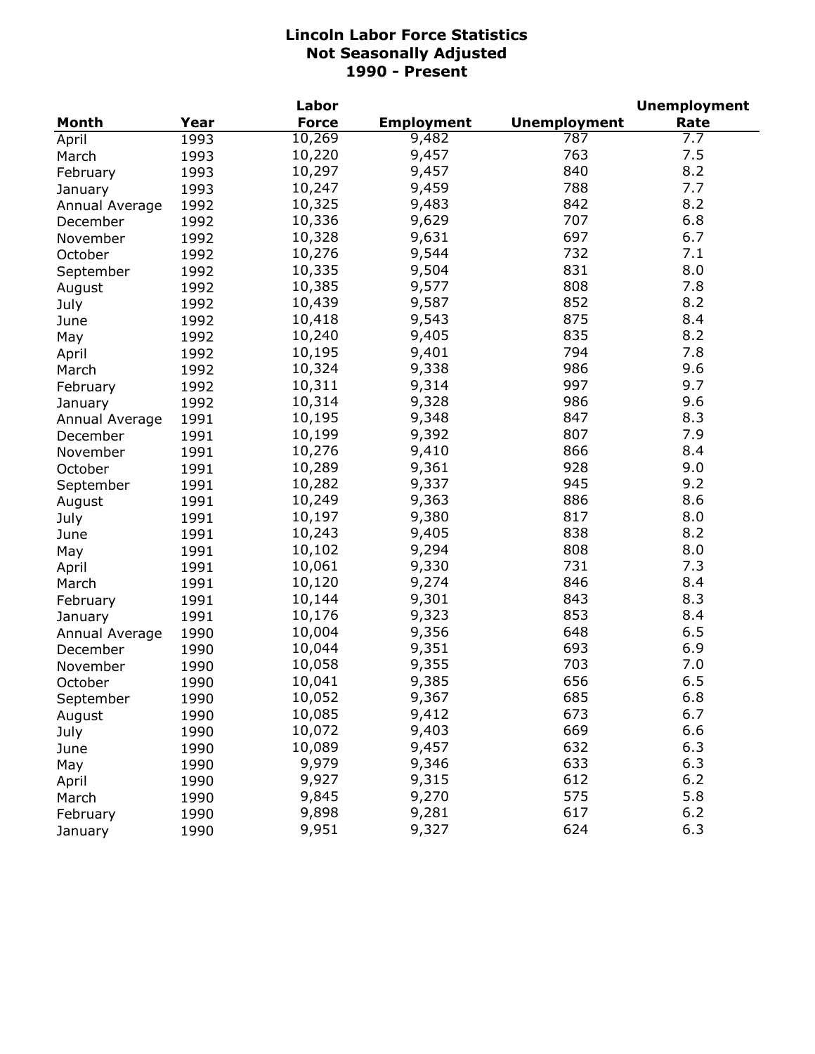# Lincoln Labor Force Statistics
## Not Seasonally Adjusted
## 1990 - Present

| Month | Year | Labor Force | Employment | Unemployment | Unemployment Rate |
|---|---|---|---|---|---|
| April | 1993 | 10,269 | 9,482 | 787 | 7.7 |
| March | 1993 | 10,220 | 9,457 | 763 | 7.5 |
| February | 1993 | 10,297 | 9,457 | 840 | 8.2 |
| January | 1993 | 10,247 | 9,459 | 788 | 7.7 |
| Annual Average | 1992 | 10,325 | 9,483 | 842 | 8.2 |
| December | 1992 | 10,336 | 9,629 | 707 | 6.8 |
| November | 1992 | 10,328 | 9,631 | 697 | 6.7 |
| October | 1992 | 10,276 | 9,544 | 732 | 7.1 |
| September | 1992 | 10,335 | 9,504 | 831 | 8.0 |
| August | 1992 | 10,385 | 9,577 | 808 | 7.8 |
| July | 1992 | 10,439 | 9,587 | 852 | 8.2 |
| June | 1992 | 10,418 | 9,543 | 875 | 8.4 |
| May | 1992 | 10,240 | 9,405 | 835 | 8.2 |
| April | 1992 | 10,195 | 9,401 | 794 | 7.8 |
| March | 1992 | 10,324 | 9,338 | 986 | 9.6 |
| February | 1992 | 10,311 | 9,314 | 997 | 9.7 |
| January | 1992 | 10,314 | 9,328 | 986 | 9.6 |
| Annual Average | 1991 | 10,195 | 9,348 | 847 | 8.3 |
| December | 1991 | 10,199 | 9,392 | 807 | 7.9 |
| November | 1991 | 10,276 | 9,410 | 866 | 8.4 |
| October | 1991 | 10,289 | 9,361 | 928 | 9.0 |
| September | 1991 | 10,282 | 9,337 | 945 | 9.2 |
| August | 1991 | 10,249 | 9,363 | 886 | 8.6 |
| July | 1991 | 10,197 | 9,380 | 817 | 8.0 |
| June | 1991 | 10,243 | 9,405 | 838 | 8.2 |
| May | 1991 | 10,102 | 9,294 | 808 | 8.0 |
| April | 1991 | 10,061 | 9,330 | 731 | 7.3 |
| March | 1991 | 10,120 | 9,274 | 846 | 8.4 |
| February | 1991 | 10,144 | 9,301 | 843 | 8.3 |
| January | 1991 | 10,176 | 9,323 | 853 | 8.4 |
| Annual Average | 1990 | 10,004 | 9,356 | 648 | 6.5 |
| December | 1990 | 10,044 | 9,351 | 693 | 6.9 |
| November | 1990 | 10,058 | 9,355 | 703 | 7.0 |
| October | 1990 | 10,041 | 9,385 | 656 | 6.5 |
| September | 1990 | 10,052 | 9,367 | 685 | 6.8 |
| August | 1990 | 10,085 | 9,412 | 673 | 6.7 |
| July | 1990 | 10,072 | 9,403 | 669 | 6.6 |
| June | 1990 | 10,089 | 9,457 | 632 | 6.3 |
| May | 1990 | 9,979 | 9,346 | 633 | 6.3 |
| April | 1990 | 9,927 | 9,315 | 612 | 6.2 |
| March | 1990 | 9,845 | 9,270 | 575 | 5.8 |
| February | 1990 | 9,898 | 9,281 | 617 | 6.2 |
| January | 1990 | 9,951 | 9,327 | 624 | 6.3 |